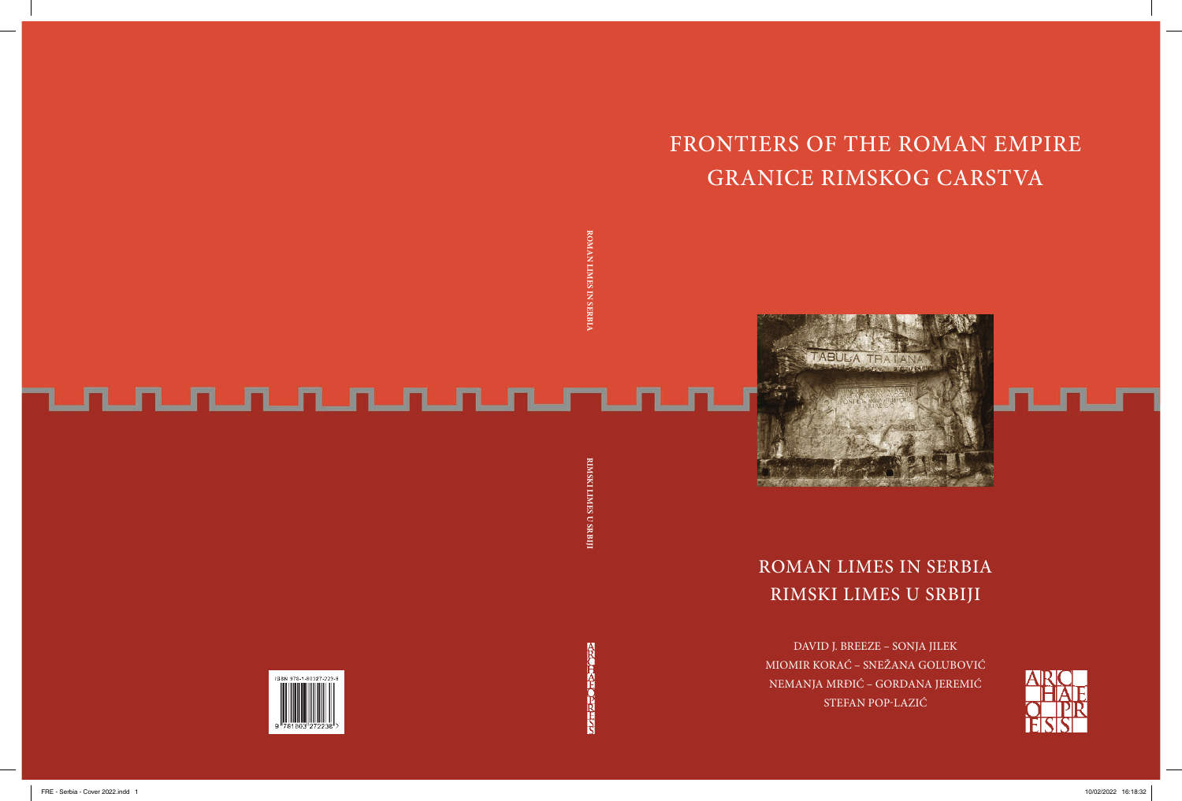# FRONTIERS OF THE ROMAN EMPIRE
# GRANICE RIMSKOG CARSTVA

ROMAN LIMES IN SERBIA

RIMSKI LIMES U SRBIJI

ARCHAEOPRESS

## ROMAN LIMES IN SERBIA
## RIMSKI LIMES U SRBIJI

DAVID J. BREEZE – SONJA JILEK
MIOMIR KORAĆ – SNEŽANA GOLUBOVIĆ
NEMANJA MRĐIĆ – GORDANA JEREMIĆ
STEFAN POP-LAZIĆ

ARCHAEOPRESS

ISBN 978-1-80327-223-6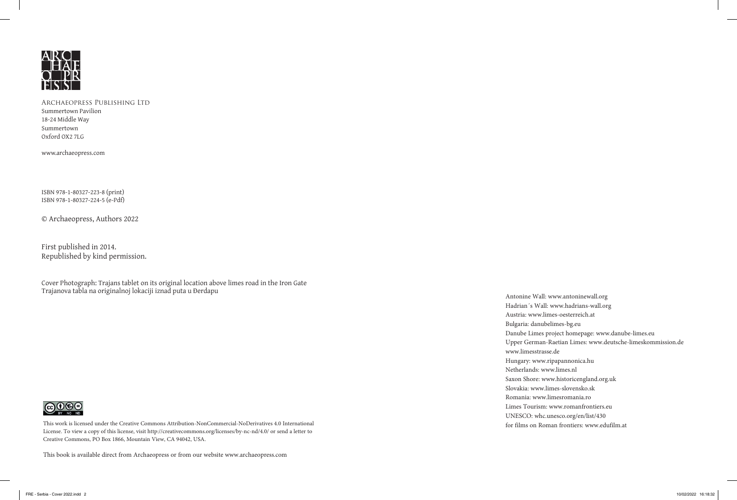ARCHAEOPRESS PUBLISHING LTD
Summertown Pavilion
18-24 Middle Way
Summertown
Oxford OX2 7LG

www.archaeopress.com

ISBN 978-1-80327-223-8 (print)
ISBN 978-1-80327-224-5 (e-Pdf)

© Archaeopress, Authors 2022

First published in 2014.
Republished by kind permission.

Cover Photograph: Trajans tablet on its original location above limes road in the Iron Gate
Trajanova tabla na originalnoj lokaciji iznad puta u Đerdapu

This work is licensed under the Creative Commons Attribution-NonCommercial-NoDerivatives 4.0 International License. To view a copy of this license, visit http://creativecommons.org/licenses/by-nc-nd/4.0/ or send a letter to Creative Commons, PO Box 1866, Mountain View, CA 94042, USA.

This book is available direct from Archaeopress or from our website www.archaeopress.com

Antonine Wall: www.antoninewall.org
Hadrian´s Wall: www.hadrians-wall.org
Austria: www.limes-oesterreich.at
Bulgaria: danubelimes-bg.eu
Danube Limes project homepage: www.danube-limes.eu
Upper German-Raetian Limes: www.deutsche-limeskommission.de
www.limesstrasse.de
Hungary: www.ripapannonica.hu
Netherlands: www.limes.nl
Saxon Shore: www.historicengland.org.uk
Slovakia: www.limes-slovensko.sk
Romania: www.limesromania.ro
Limes Tourism: www.romanfrontiers.eu
UNESCO: whc.unesco.org/en/list/430
for films on Roman frontiers: www.edufilm.at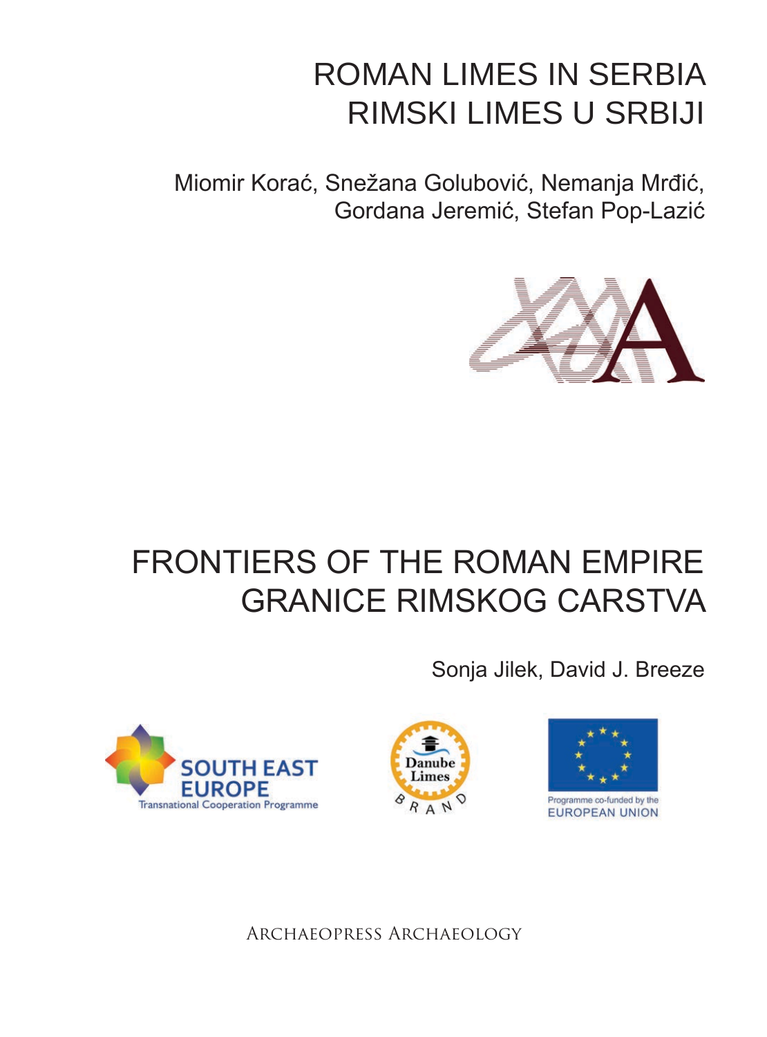# ROMAN LIMES IN SERBIA
# RIMSKI LIMES U SRBIJI

Miomir Korać, Snežana Golubović, Nemanja Mrđić,
Gordana Jeremić, Stefan Pop-Lazić

# FRONTIERS OF THE ROMAN EMPIRE
# GRANICE RIMSKOG CARSTVA

Sonja Jilek, David J. Breeze

SOUTH EAST EUROPE
Transnational Cooperation Programme

Danube Limes
BRAND

Programme co-funded by the
EUROPEAN UNION

Archaeopress Archaeology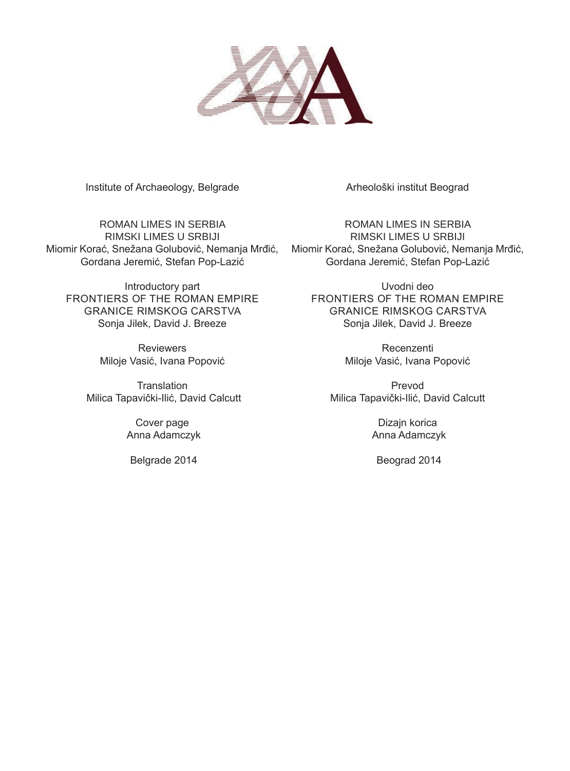Institute of Archaeology, Belgrade

ROMAN LIMES IN SERBIA
RIMSKI LIMES U SRBIJI
Miomir Korać, Snežana Golubović, Nemanja Mrđić, Gordana Jeremić, Stefan Pop-Lazić

Introductory part
FRONTIERS OF THE ROMAN EMPIRE
GRANICE RIMSKOG CARSTVA
Sonja Jilek, David J. Breeze

Reviewers
Miloje Vasić, Ivana Popović

Translation
Milica Tapavički-Ilić, David Calcutt

Cover page
Anna Adamczyk

Belgrade 2014

Arheološki institut Beograd

ROMAN LIMES IN SERBIA
RIMSKI LIMES U SRBIJI
Miomir Korać, Snežana Golubović, Nemanja Mrđić, Gordana Jeremić, Stefan Pop-Lazić

Uvodni deo
FRONTIERS OF THE ROMAN EMPIRE
GRANICE RIMSKOG CARSTVA
Sonja Jilek, David J. Breeze

Recenzenti
Miloje Vasić, Ivana Popović

Prevod
Milica Tapavički-Ilić, David Calcutt

Dizajn korica
Anna Adamczyk

Beograd 2014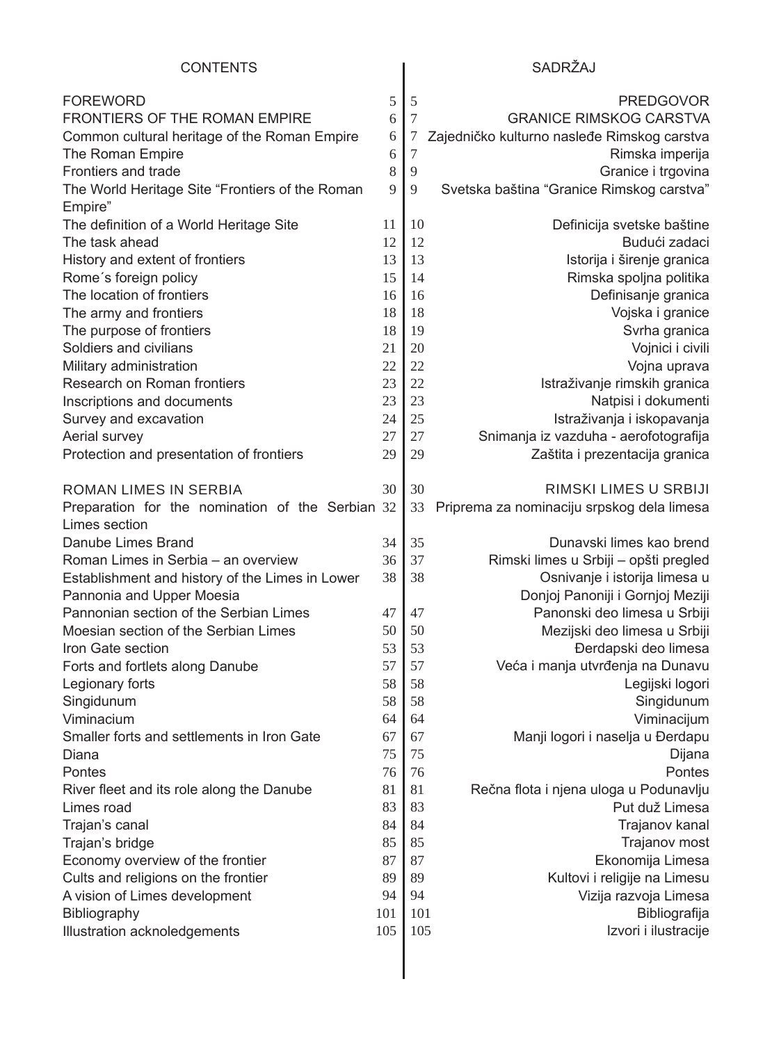| CONTENTS | | | SADRŽAJ |
|---|---|---|---|
| FOREWORD | 5 | 5 | PREDGOVOR |
| FRONTIERS OF THE ROMAN EMPIRE | 6 | 7 | GRANICE RIMSKOG CARSTVA |
| Common cultural heritage of the Roman Empire | 6 | 7 | Zajedničko kulturno nasleđe Rimskog carstva |
| The Roman Empire | 6 | 7 | Rimska imperija |
| Frontiers and trade | 8 | 9 | Granice i trgovina |
| The World Heritage Site “Frontiers of the Roman Empire” | 9 | 9 | Svetska baština “Granice Rimskog carstva” |
| The definition of a World Heritage Site | 11 | 10 | Definicija svetske baštine |
| The task ahead | 12 | 12 | Budući zadaci |
| History and extent of frontiers | 13 | 13 | Istorija i širenje granica |
| Rome´s foreign policy | 15 | 14 | Rimska spoljna politika |
| The location of frontiers | 16 | 16 | Definisanje granica |
| The army and frontiers | 18 | 18 | Vojska i granice |
| The purpose of frontiers | 18 | 19 | Svrha granica |
| Soldiers and civilians | 21 | 20 | Vojnici i civili |
| Military administration | 22 | 22 | Vojna uprava |
| Research on Roman frontiers | 23 | 22 | Istraživanje rimskih granica |
| Inscriptions and documents | 23 | 23 | Natpisi i dokumenti |
| Survey and excavation | 24 | 25 | Istraživanja i iskopavanja |
| Aerial survey | 27 | 27 | Snimanja iz vazduha - aerofotografija |
| Protection and presentation of frontiers | 29 | 29 | Zaštita i prezentacija granica |
| ROMAN LIMES IN SERBIA | 30 | 30 | RIMSKI LIMES U SRBIJI |
| Preparation for the nomination of the Serbian Limes section | 32 | 33 | Priprema za nominaciju srpskog dela limesa |
| Danube Limes Brand | 34 | 35 | Dunavski limes kao brend |
| Roman Limes in Serbia – an overview | 36 | 37 | Rimski limes u Srbiji – opšti pregled |
| Establishment and history of the Limes in Lower Pannonia and Upper Moesia | 38 | 38 | Osnivanje i istorija limesa u Donjoj Panoniji i Gornjoj Meziji |
| Pannonian section of the Serbian Limes | 47 | 47 | Panonski deo limesa u Srbiji |
| Moesian section of the Serbian Limes | 50 | 50 | Mezijski deo limesa u Srbiji |
| Iron Gate section | 53 | 53 | Đerdapski deo limesa |
| Forts and fortlets along Danube | 57 | 57 | Veća i manja utvrđenja na Dunavu |
| Legionary forts | 58 | 58 | Legijski logori |
| Singidunum | 58 | 58 | Singidunum |
| Viminacium | 64 | 64 | Viminacijum |
| Smaller forts and settlements in Iron Gate | 67 | 67 | Manji logori i naselja u Đerdapu |
| Diana | 75 | 75 | Dijana |
| Pontes | 76 | 76 | Pontes |
| River fleet and its role along the Danube | 81 | 81 | Rečna flota i njena uloga u Podunavlju |
| Limes road | 83 | 83 | Put duž Limesa |
| Trajan’s canal | 84 | 84 | Trajanov kanal |
| Trajan’s bridge | 85 | 85 | Trajanov most |
| Economy overview of the frontier | 87 | 87 | Ekonomija Limesa |
| Cults and religions on the frontier | 89 | 89 | Kultovi i religije na Limesu |
| A vision of Limes development | 94 | 94 | Vizija razvoja Limesa |
| Bibliography | 101 | 101 | Bibliografija |
| Illustration acknoledgements | 105 | 105 | Izvori i ilustracije |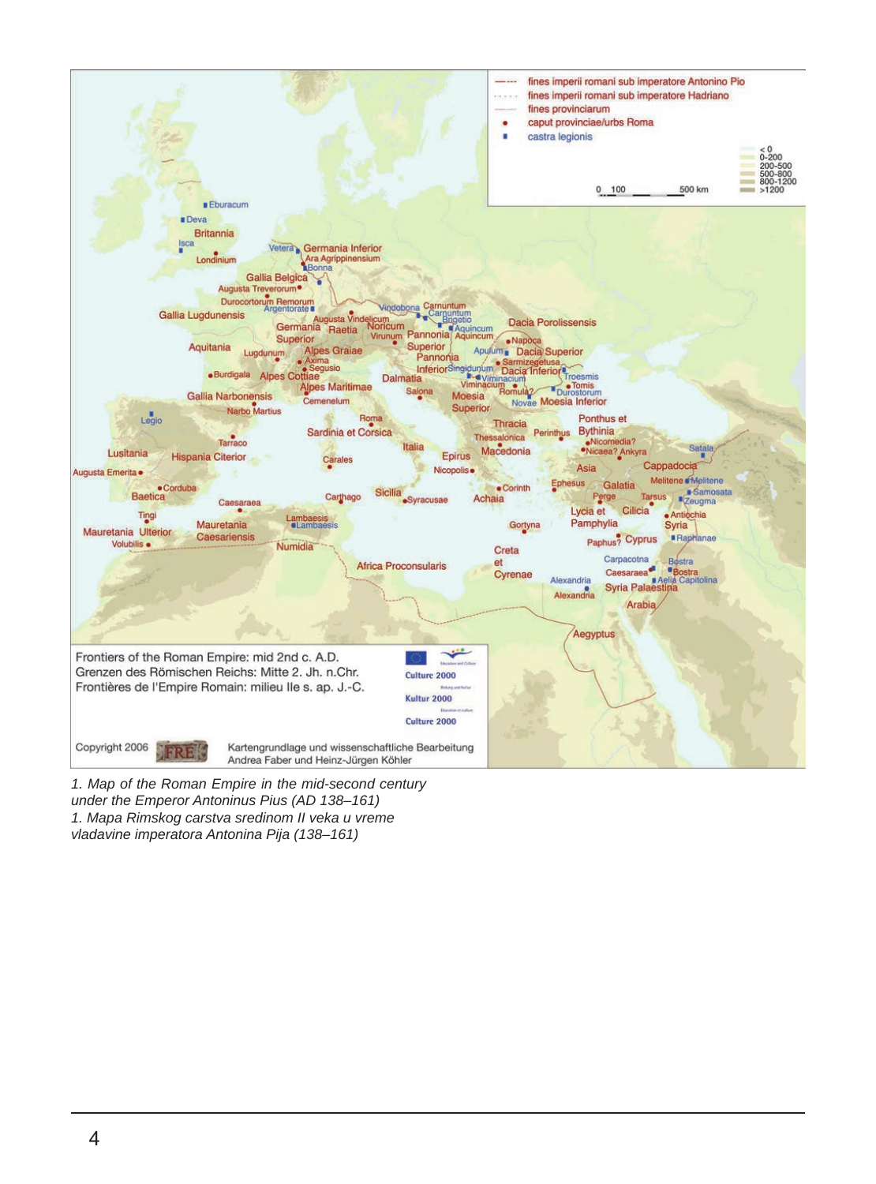*1. Map of the Roman Empire in the mid-second century under the Emperor Antoninus Pius (AD 138–161)*
*1. Mapa Rimskog carstva sredinom II veka u vreme vladavine imperatora Antonina Pija (138–161)*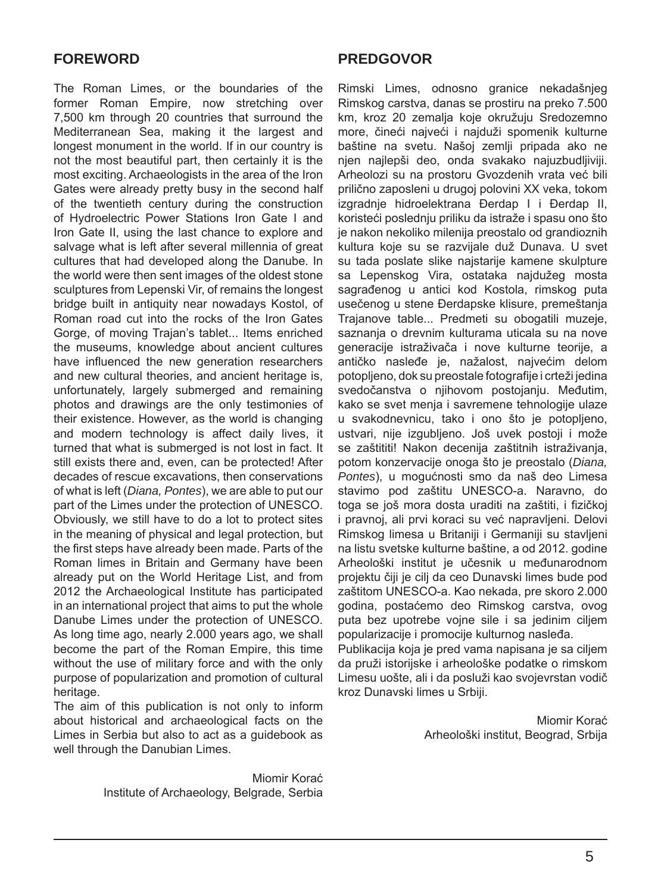## FOREWORD

The Roman Limes, or the boundaries of the former Roman Empire, now stretching over 7,500 km through 20 countries that surround the Mediterranean Sea, making it the largest and longest monument in the world. If in our country is not the most beautiful part, then certainly it is the most exciting. Archaeologists in the area of the Iron Gates were already pretty busy in the second half of the twentieth century during the construction of Hydroelectric Power Stations Iron Gate I and Iron Gate II, using the last chance to explore and salvage what is left after several millennia of great cultures that had developed along the Danube. In the world were then sent images of the oldest stone sculptures from Lepenski Vir, of remains the longest bridge built in antiquity near nowadays Kostol, of Roman road cut into the rocks of the Iron Gates Gorge, of moving Trajan's tablet... Items enriched the museums, knowledge about ancient cultures have influenced the new generation researchers and new cultural theories, and ancient heritage is, unfortunately, largely submerged and remaining photos and drawings are the only testimonies of their existence. However, as the world is changing and modern technology is affect daily lives, it turned that what is submerged is not lost in fact. It still exists there and, even, can be protected! After decades of rescue excavations, then conservations of what is left (*Diana, Pontes*), we are able to put our part of the Limes under the protection of UNESCO. Obviously, we still have to do a lot to protect sites in the meaning of physical and legal protection, but the first steps have already been made. Parts of the Roman limes in Britain and Germany have been already put on the World Heritage List, and from 2012 the Archaeological Institute has participated in an international project that aims to put the whole Danube Limes under the protection of UNESCO. As long time ago, nearly 2.000 years ago, we shall become the part of the Roman Empire, this time without the use of military force and with the only purpose of popularization and promotion of cultural heritage.

The aim of this publication is not only to inform about historical and archaeological facts on the Limes in Serbia but also to act as a guidebook as well through the Danubian Limes.

Miomir Korać
Institute of Archaeology, Belgrade, Serbia

## PREDGOVOR

Rimski Limes, odnosno granice nekadašnjeg Rimskog carstva, danas se prostiru na preko 7.500 km, kroz 20 zemalja koje okružuju Sredozemno more, čineći najveći i najduži spomenik kulturne baštine na svetu. Našoj zemlji pripada ako ne njen najlepši deo, onda svakako najuzbudljiviji. Arheolozi su na prostoru Gvozdenih vrata već bili prilično zaposleni u drugoj polovini XX veka, tokom izgradnje hidroelektrana Đerdap I i Đerdap II, koristeći poslednju priliku da istraže i spasu ono što je nakon nekoliko milenija preostalo od grandioznih kultura koje su se razvijale duž Dunava. U svet su tada poslate slike najstarije kamene skulpture sa Lepenskog Vira, ostataka najdužeg mosta sagrađenog u antici kod Kostola, rimskog puta usečenog u stene Đerdapske klisure, premeštanja Trajanove table... Predmeti su obogatili muzeje, saznanja o drevnim kulturama uticala su na nove generacije istraživača i nove kulturne teorije, a antičko nasleđe je, nažalost, najvećim delom potopljeno, dok su preostale fotografije i crteži jedina svedočanstva o njihovom postojanju. Međutim, kako se svet menja i savremene tehnologije ulaze u svakodnevnicu, tako i ono što je potopljeno, ustvari, nije izgubljeno. Još uvek postoji i može se zaštititi! Nakon decenija zaštitnih istraživanja, potom konzervacije onoga što je preostalo (*Diana, Pontes*), u mogućnosti smo da naš deo Limesa stavimo pod zaštitu UNESCO-a. Naravno, do toga se još mora dosta uraditi na zaštiti, i fizičkoj i pravnoj, ali prvi koraci su već napravljeni. Delovi Rimskog limesa u Britaniji i Germaniji su stavljeni na listu svetske kulturne baštine, a od 2012. godine Arheološki institut je učesnik u međunarodnom projektu čiji je cilj da ceo Dunavski limes bude pod zaštitom UNESCO-a. Kao nekada, pre skoro 2.000 godina, postaćemo deo Rimskog carstva, ovog puta bez upotrebe vojne sile i sa jedinim ciljem popularizacije i promocije kulturnog nasleđa.

Publikacija koja je pred vama napisana je sa ciljem da pruži istorijske i arheološke podatke o rimskom Limesu uošte, ali i da posluži kao svojevrstan vodič kroz Dunavski limes u Srbiji.

Miomir Korać
Arheološki institut, Beograd, Srbija